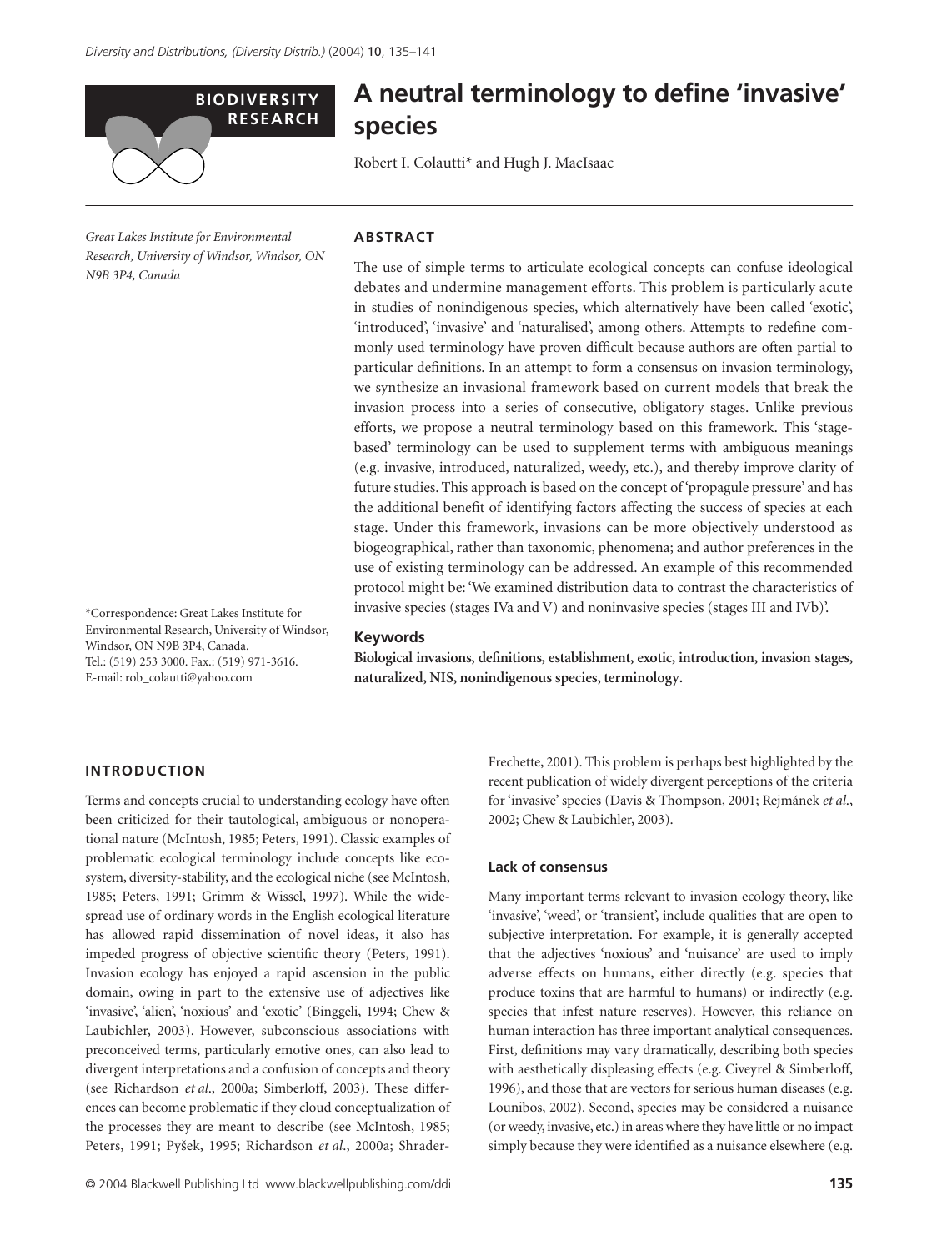BIODIVERSITY RESEARCH

# A neutral terminology to define 'invasive' species

Robert I. Colautti* and Hugh J. MacIsaac

*Great Lakes Institute for Environmental Research, University of Windsor, Windsor, ON N9B 3P4, Canada*

*Correspondence: Great Lakes Institute for Environmental Research, University of Windsor, Windsor, ON N9B 3P4, Canada. Tel.: (519) 253 3000. Fax.: (519) 971-3616. E-mail: rob_colautti@yahoo.com

## ABSTRACT

The use of simple terms to articulate ecological concepts can confuse ideological debates and undermine management efforts. This problem is particularly acute in studies of nonindigenous species, which alternatively have been called 'exotic', 'introduced', 'invasive' and 'naturalised', among others. Attempts to redefine commonly used terminology have proven difficult because authors are often partial to particular definitions. In an attempt to form a consensus on invasion terminology, we synthesize an invasional framework based on current models that break the invasion process into a series of consecutive, obligatory stages. Unlike previous efforts, we propose a neutral terminology based on this framework. This 'stage-based' terminology can be used to supplement terms with ambiguous meanings (e.g. invasive, introduced, naturalized, weedy, etc.), and thereby improve clarity of future studies. This approach is based on the concept of 'propagule pressure' and has the additional benefit of identifying factors affecting the success of species at each stage. Under this framework, invasions can be more objectively understood as biogeographical, rather than taxonomic, phenomena; and author preferences in the use of existing terminology can be addressed. An example of this recommended protocol might be: 'We examined distribution data to contrast the characteristics of invasive species (stages IVa and V) and noninvasive species (stages III and IVb)'.

### Keywords

**Biological invasions, definitions, establishment, exotic, introduction, invasion stages, naturalized, NIS, nonindigenous species, terminology.**

## INTRODUCTION

Terms and concepts crucial to understanding ecology have often been criticized for their tautological, ambiguous or nonoperational nature (McIntosh, 1985; Peters, 1991). Classic examples of problematic ecological terminology include concepts like ecosystem, diversity-stability, and the ecological niche (see McIntosh, 1985; Peters, 1991; Grimm & Wissel, 1997). While the widespread use of ordinary words in the English ecological literature has allowed rapid dissemination of novel ideas, it also has impeded progress of objective scientific theory (Peters, 1991). Invasion ecology has enjoyed a rapid ascension in the public domain, owing in part to the extensive use of adjectives like 'invasive', 'alien', 'noxious' and 'exotic' (Binggeli, 1994; Chew & Laubichler, 2003). However, subconscious associations with preconceived terms, particularly emotive ones, can also lead to divergent interpretations and a confusion of concepts and theory (see Richardson *et al*., 2000a; Simberloff, 2003). These differences can become problematic if they cloud conceptualization of the processes they are meant to describe (see McIntosh, 1985; Peters, 1991; Pyšek, 1995; Richardson *et al*., 2000a; Shrader-Frechette, 2001). This problem is perhaps best highlighted by the recent publication of widely divergent perceptions of the criteria for 'invasive' species (Davis & Thompson, 2001; Rejmánek *et al*., 2002; Chew & Laubichler, 2003).

### Lack of consensus

Many important terms relevant to invasion ecology theory, like 'invasive', 'weed', or 'transient', include qualities that are open to subjective interpretation. For example, it is generally accepted that the adjectives 'noxious' and 'nuisance' are used to imply adverse effects on humans, either directly (e.g. species that produce toxins that are harmful to humans) or indirectly (e.g. species that infest nature reserves). However, this reliance on human interaction has three important analytical consequences. First, definitions may vary dramatically, describing both species with aesthetically displeasing effects (e.g. Civeyrel & Simberloff, 1996), and those that are vectors for serious human diseases (e.g. Lounibos, 2002). Second, species may be considered a nuisance (or weedy, invasive, etc.) in areas where they have little or no impact simply because they were identified as a nuisance elsewhere (e.g.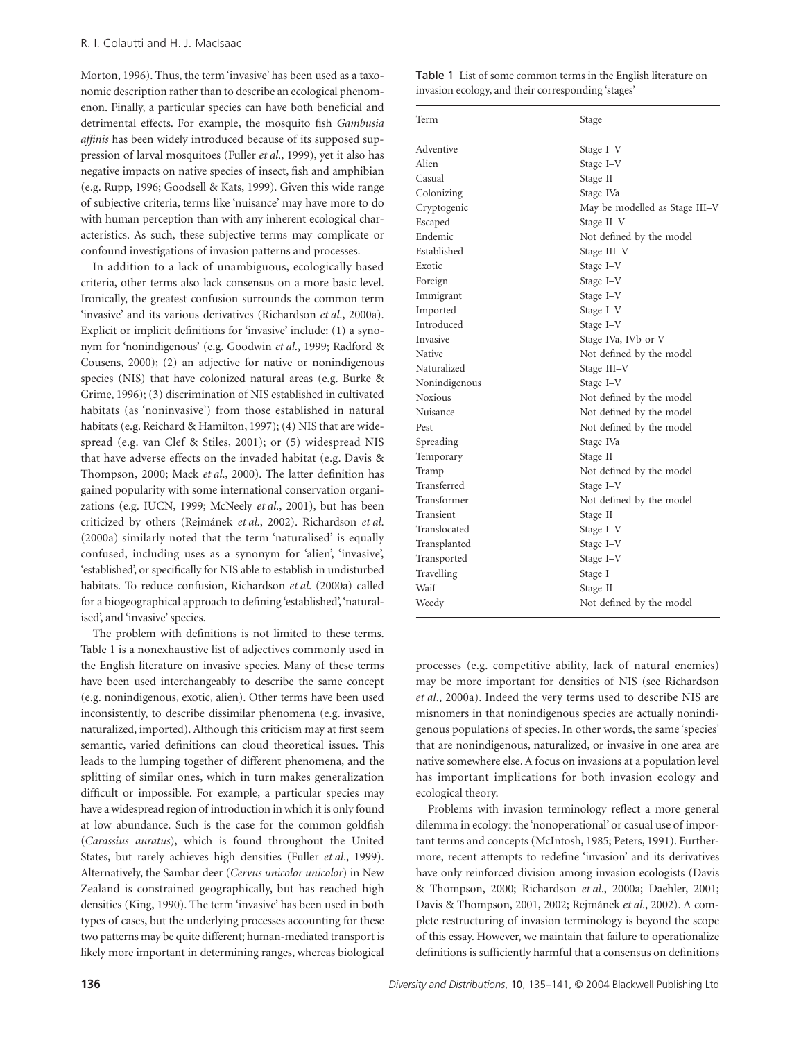Morton, 1996). Thus, the term 'invasive' has been used as a taxonomic description rather than to describe an ecological phenomenon. Finally, a particular species can have both beneficial and detrimental effects. For example, the mosquito fish *Gambusia affinis* has been widely introduced because of its supposed suppression of larval mosquitoes (Fuller *et al*., 1999), yet it also has negative impacts on native species of insect, fish and amphibian (e.g. Rupp, 1996; Goodsell & Kats, 1999). Given this wide range of subjective criteria, terms like 'nuisance' may have more to do with human perception than with any inherent ecological characteristics. As such, these subjective terms may complicate or confound investigations of invasion patterns and processes.

In addition to a lack of unambiguous, ecologically based criteria, other terms also lack consensus on a more basic level. Ironically, the greatest confusion surrounds the common term 'invasive' and its various derivatives (Richardson *et al*., 2000a). Explicit or implicit definitions for 'invasive' include: (1) a synonym for 'nonindigenous' (e.g. Goodwin *et al*., 1999; Radford & Cousens, 2000); (2) an adjective for native or nonindigenous species (NIS) that have colonized natural areas (e.g. Burke & Grime, 1996); (3) discrimination of NIS established in cultivated habitats (as 'noninvasive') from those established in natural habitats (e.g. Reichard & Hamilton, 1997); (4) NIS that are widespread (e.g. van Clef & Stiles, 2001); or (5) widespread NIS that have adverse effects on the invaded habitat (e.g. Davis & Thompson, 2000; Mack *et al*., 2000). The latter definition has gained popularity with some international conservation organizations (e.g. IUCN, 1999; McNeely *et al*., 2001), but has been criticized by others (Rejmánek *et al*., 2002). Richardson *et al*. (2000a) similarly noted that the term 'naturalised' is equally confused, including uses as a synonym for 'alien', 'invasive', 'established', or specifically for NIS able to establish in undisturbed habitats. To reduce confusion, Richardson *et al*. (2000a) called for a biogeographical approach to defining 'established', 'naturalised', and 'invasive' species.

The problem with definitions is not limited to these terms. Table 1 is a nonexhaustive list of adjectives commonly used in the English literature on invasive species. Many of these terms have been used interchangeably to describe the same concept (e.g. nonindigenous, exotic, alien). Other terms have been used inconsistently, to describe dissimilar phenomena (e.g. invasive, naturalized, imported). Although this criticism may at first seem semantic, varied definitions can cloud theoretical issues. This leads to the lumping together of different phenomena, and the splitting of similar ones, which in turn makes generalization difficult or impossible. For example, a particular species may have a widespread region of introduction in which it is only found at low abundance. Such is the case for the common goldfish (*Carassius auratus*), which is found throughout the United States, but rarely achieves high densities (Fuller *et al*., 1999). Alternatively, the Sambar deer (*Cervus unicolor unicolor*) in New Zealand is constrained geographically, but has reached high densities (King, 1990). The term 'invasive' has been used in both types of cases, but the underlying processes accounting for these two patterns may be quite different; human-mediated transport is likely more important in determining ranges, whereas biological processes (e.g. competitive ability, lack of natural enemies) may be more important for densities of NIS (see Richardson *et al*., 2000a). Indeed the very terms used to describe NIS are misnomers in that nonindigenous species are actually nonindigenous populations of species. In other words, the same 'species' that are nonindigenous, naturalized, or invasive in one area are native somewhere else. A focus on invasions at a population level has important implications for both invasion ecology and ecological theory.

Problems with invasion terminology reflect a more general dilemma in ecology: the 'nonoperational' or casual use of important terms and concepts (McIntosh, 1985; Peters, 1991). Furthermore, recent attempts to redefine 'invasion' and its derivatives have only reinforced division among invasion ecologists (Davis & Thompson, 2000; Richardson *et al*., 2000a; Daehler, 2001; Davis & Thompson, 2001, 2002; Rejmánek *et al*., 2002). A complete restructuring of invasion terminology is beyond the scope of this essay. However, we maintain that failure to operationalize definitions is sufficiently harmful that a consensus on definitions

Table 1 List of some common terms in the English literature on invasion ecology, and their corresponding 'stages'

| Term | Stage |
|---|---|
| Adventive | Stage I–V |
| Alien | Stage I–V |
| Casual | Stage II |
| Colonizing | Stage IVa |
| Cryptogenic | May be modelled as Stage III–V |
| Escaped | Stage II–V |
| Endemic | Not defined by the model |
| Established | Stage III–V |
| Exotic | Stage I–V |
| Foreign | Stage I–V |
| Immigrant | Stage I–V |
| Imported | Stage I–V |
| Introduced | Stage I–V |
| Invasive | Stage IVa, IVb or V |
| Native | Not defined by the model |
| Naturalized | Stage III–V |
| Nonindigenous | Stage I–V |
| Noxious | Not defined by the model |
| Nuisance | Not defined by the model |
| Pest | Not defined by the model |
| Spreading | Stage IVa |
| Temporary | Stage II |
| Tramp | Not defined by the model |
| Transferred | Stage I–V |
| Transformer | Not defined by the model |
| Transient | Stage II |
| Translocated | Stage I–V |
| Transplanted | Stage I–V |
| Transported | Stage I–V |
| Travelling | Stage I |
| Waif | Stage II |
| Weedy | Not defined by the model |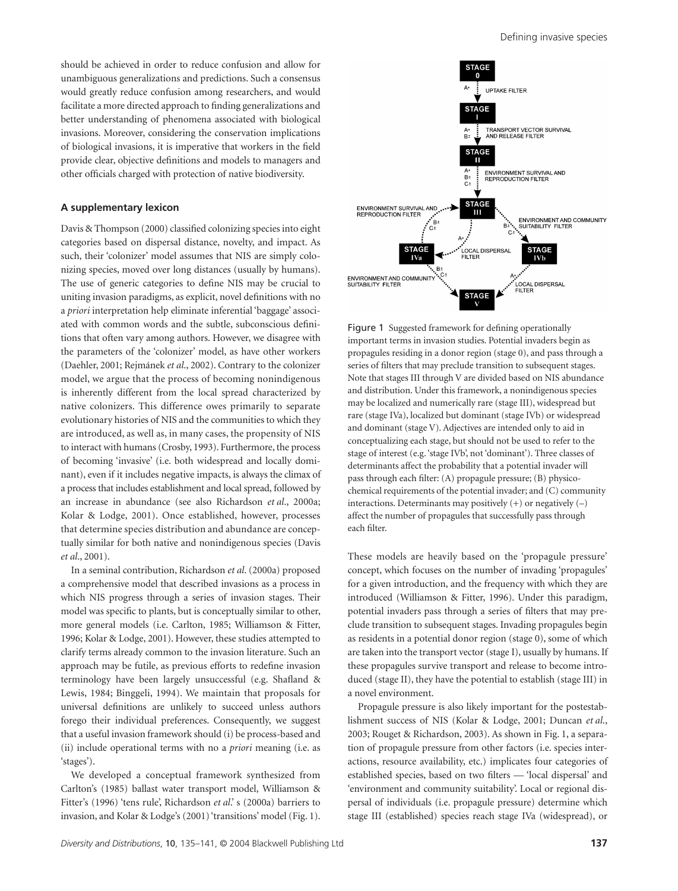should be achieved in order to reduce confusion and allow for unambiguous generalizations and predictions. Such a consensus would greatly reduce confusion among researchers, and would facilitate a more directed approach to finding generalizations and better understanding of phenomena associated with biological invasions. Moreover, considering the conservation implications of biological invasions, it is imperative that workers in the field provide clear, objective definitions and models to managers and other officials charged with protection of native biodiversity.

### A supplementary lexicon

Davis & Thompson (2000) classified colonizing species into eight categories based on dispersal distance, novelty, and impact. As such, their 'colonizer' model assumes that NIS are simply colonizing species, moved over long distances (usually by humans). The use of generic categories to define NIS may be crucial to uniting invasion paradigms, as explicit, novel definitions with no *a priori* interpretation help eliminate inferential 'baggage' associated with common words and the subtle, subconscious definitions that often vary among authors. However, we disagree with the parameters of the 'colonizer' model, as have other workers (Daehler, 2001; Rejmánek *et al*., 2002). Contrary to the colonizer model, we argue that the process of becoming nonindigenous is inherently different from the local spread characterized by native colonizers. This difference owes primarily to separate evolutionary histories of NIS and the communities to which they are introduced, as well as, in many cases, the propensity of NIS to interact with humans (Crosby, 1993). Furthermore, the process of becoming 'invasive' (i.e. both widespread and locally dominant), even if it includes negative impacts, is always the climax of a process that includes establishment and local spread, followed by an increase in abundance (see also Richardson *et al*., 2000a; Kolar & Lodge, 2001). Once established, however, processes that determine species distribution and abundance are conceptually similar for both native and nonindigenous species (Davis *et al*., 2001).

In a seminal contribution, Richardson *et al*. (2000a) proposed a comprehensive model that described invasions as a process in which NIS progress through a series of invasion stages. Their model was specific to plants, but is conceptually similar to other, more general models (i.e. Carlton, 1985; Williamson & Fitter, 1996; Kolar & Lodge, 2001). However, these studies attempted to clarify terms already common to the invasion literature. Such an approach may be futile, as previous efforts to redefine invasion terminology have been largely unsuccessful (e.g. Shafland & Lewis, 1984; Binggeli, 1994). We maintain that proposals for universal definitions are unlikely to succeed unless authors forego their individual preferences. Consequently, we suggest that a useful invasion framework should (i) be process-based and (ii) include operational terms with no *a priori* meaning (i.e. as 'stages').

We developed a conceptual framework synthesized from Carlton's (1985) ballast water transport model, Williamson & Fitter's (1996) 'tens rule', Richardson *et al*.' s (2000a) barriers to invasion, and Kolar & Lodge's (2001) 'transitions' model (Fig. 1).

Figure 1 Suggested framework for defining operationally important terms in invasion studies. Potential invaders begin as propagules residing in a donor region (stage 0), and pass through a series of filters that may preclude transition to subsequent stages. Note that stages III through V are divided based on NIS abundance and distribution. Under this framework, a nonindigenous species may be localized and numerically rare (stage III), widespread but rare (stage IVa), localized but dominant (stage IVb) or widespread and dominant (stage V). Adjectives are intended only to aid in conceptualizing each stage, but should not be used to refer to the stage of interest (e.g. 'stage IVb', not 'dominant'). Three classes of determinants affect the probability that a potential invader will pass through each filter: (A) propagule pressure; (B) physico-chemical requirements of the potential invader; and (C) community interactions. Determinants may positively (+) or negatively (–) affect the number of propagules that successfully pass through each filter.

These models are heavily based on the 'propagule pressure' concept, which focuses on the number of invading 'propagules' for a given introduction, and the frequency with which they are introduced (Williamson & Fitter, 1996). Under this paradigm, potential invaders pass through a series of filters that may preclude transition to subsequent stages. Invading propagules begin as residents in a potential donor region (stage 0), some of which are taken into the transport vector (stage I), usually by humans. If these propagules survive transport and release to become introduced (stage II), they have the potential to establish (stage III) in a novel environment.

Propagule pressure is also likely important for the postestablishment success of NIS (Kolar & Lodge, 2001; Duncan *et al*., 2003; Rouget & Richardson, 2003). As shown in Fig. 1, a separation of propagule pressure from other factors (i.e. species interactions, resource availability, etc.) implicates four categories of established species, based on two filters — 'local dispersal' and 'environment and community suitability'. Local or regional dispersal of individuals (i.e. propagule pressure) determine which stage III (established) species reach stage IVa (widespread), or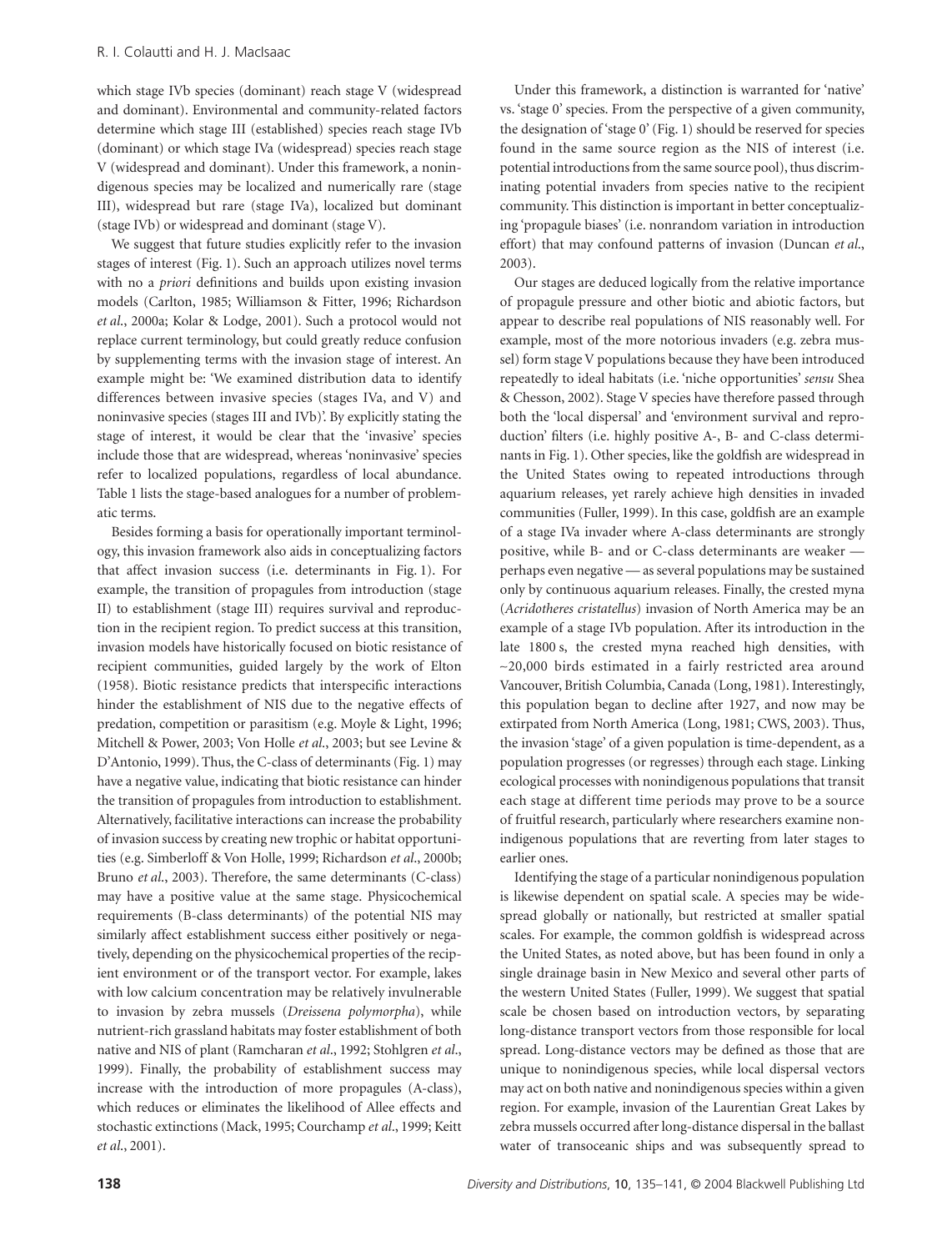which stage IVb species (dominant) reach stage V (widespread and dominant). Environmental and community-related factors determine which stage III (established) species reach stage IVb (dominant) or which stage IVa (widespread) species reach stage V (widespread and dominant). Under this framework, a nonindigenous species may be localized and numerically rare (stage III), widespread but rare (stage IVa), localized but dominant (stage IVb) or widespread and dominant (stage V).

We suggest that future studies explicitly refer to the invasion stages of interest (Fig. 1). Such an approach utilizes novel terms with no *a priori* definitions and builds upon existing invasion models (Carlton, 1985; Williamson & Fitter, 1996; Richardson *et al.*, 2000a; Kolar & Lodge, 2001). Such a protocol would not replace current terminology, but could greatly reduce confusion by supplementing terms with the invasion stage of interest. An example might be: 'We examined distribution data to identify differences between invasive species (stages IVa, and V) and noninvasive species (stages III and IVb)'. By explicitly stating the stage of interest, it would be clear that the 'invasive' species include those that are widespread, whereas 'noninvasive' species refer to localized populations, regardless of local abundance. Table 1 lists the stage-based analogues for a number of problematic terms.

Besides forming a basis for operationally important terminology, this invasion framework also aids in conceptualizing factors that affect invasion success (i.e. determinants in Fig. 1). For example, the transition of propagules from introduction (stage II) to establishment (stage III) requires survival and reproduction in the recipient region. To predict success at this transition, invasion models have historically focused on biotic resistance of recipient communities, guided largely by the work of Elton (1958). Biotic resistance predicts that interspecific interactions hinder the establishment of NIS due to the negative effects of predation, competition or parasitism (e.g. Moyle & Light, 1996; Mitchell & Power, 2003; Von Holle *et al.*, 2003; but see Levine & D'Antonio, 1999). Thus, the C-class of determinants (Fig. 1) may have a negative value, indicating that biotic resistance can hinder the transition of propagules from introduction to establishment. Alternatively, facilitative interactions can increase the probability of invasion success by creating new trophic or habitat opportunities (e.g. Simberloff & Von Holle, 1999; Richardson *et al.*, 2000b; Bruno *et al.*, 2003). Therefore, the same determinants (C-class) may have a positive value at the same stage. Physicochemical requirements (B-class determinants) of the potential NIS may similarly affect establishment success either positively or negatively, depending on the physicochemical properties of the recipient environment or of the transport vector. For example, lakes with low calcium concentration may be relatively invulnerable to invasion by zebra mussels (*Dreissena polymorpha*), while nutrient-rich grassland habitats may foster establishment of both native and NIS of plant (Ramcharan *et al.*, 1992; Stohlgren *et al.*, 1999). Finally, the probability of establishment success may increase with the introduction of more propagules (A-class), which reduces or eliminates the likelihood of Allee effects and stochastic extinctions (Mack, 1995; Courchamp *et al.*, 1999; Keitt *et al.*, 2001).

Under this framework, a distinction is warranted for 'native' vs. 'stage 0' species. From the perspective of a given community, the designation of 'stage 0' (Fig. 1) should be reserved for species found in the same source region as the NIS of interest (i.e. potential introductions from the same source pool), thus discriminating potential invaders from species native to the recipient community. This distinction is important in better conceptualizing 'propagule biases' (i.e. nonrandom variation in introduction effort) that may confound patterns of invasion (Duncan *et al.*, 2003).

Our stages are deduced logically from the relative importance of propagule pressure and other biotic and abiotic factors, but appear to describe real populations of NIS reasonably well. For example, most of the more notorious invaders (e.g. zebra mussel) form stage V populations because they have been introduced repeatedly to ideal habitats (i.e. 'niche opportunities' *sensu* Shea & Chesson, 2002). Stage V species have therefore passed through both the 'local dispersal' and 'environment survival and reproduction' filters (i.e. highly positive A-, B- and C-class determinants in Fig. 1). Other species, like the goldfish are widespread in the United States owing to repeated introductions through aquarium releases, yet rarely achieve high densities in invaded communities (Fuller, 1999). In this case, goldfish are an example of a stage IVa invader where A-class determinants are strongly positive, while B- and or C-class determinants are weaker — perhaps even negative — as several populations may be sustained only by continuous aquarium releases. Finally, the crested myna (*Acridotheres cristatellus*) invasion of North America may be an example of a stage IVb population. After its introduction in the late 1800 s, the crested myna reached high densities, with ~20,000 birds estimated in a fairly restricted area around Vancouver, British Columbia, Canada (Long, 1981). Interestingly, this population began to decline after 1927, and now may be extirpated from North America (Long, 1981; CWS, 2003). Thus, the invasion 'stage' of a given population is time-dependent, as a population progresses (or regresses) through each stage. Linking ecological processes with nonindigenous populations that transit each stage at different time periods may prove to be a source of fruitful research, particularly where researchers examine nonindigenous populations that are reverting from later stages to earlier ones.

Identifying the stage of a particular nonindigenous population is likewise dependent on spatial scale. A species may be widespread globally or nationally, but restricted at smaller spatial scales. For example, the common goldfish is widespread across the United States, as noted above, but has been found in only a single drainage basin in New Mexico and several other parts of the western United States (Fuller, 1999). We suggest that spatial scale be chosen based on introduction vectors, by separating long-distance transport vectors from those responsible for local spread. Long-distance vectors may be defined as those that are unique to nonindigenous species, while local dispersal vectors may act on both native and nonindigenous species within a given region. For example, invasion of the Laurentian Great Lakes by zebra mussels occurred after long-distance dispersal in the ballast water of transoceanic ships and was subsequently spread to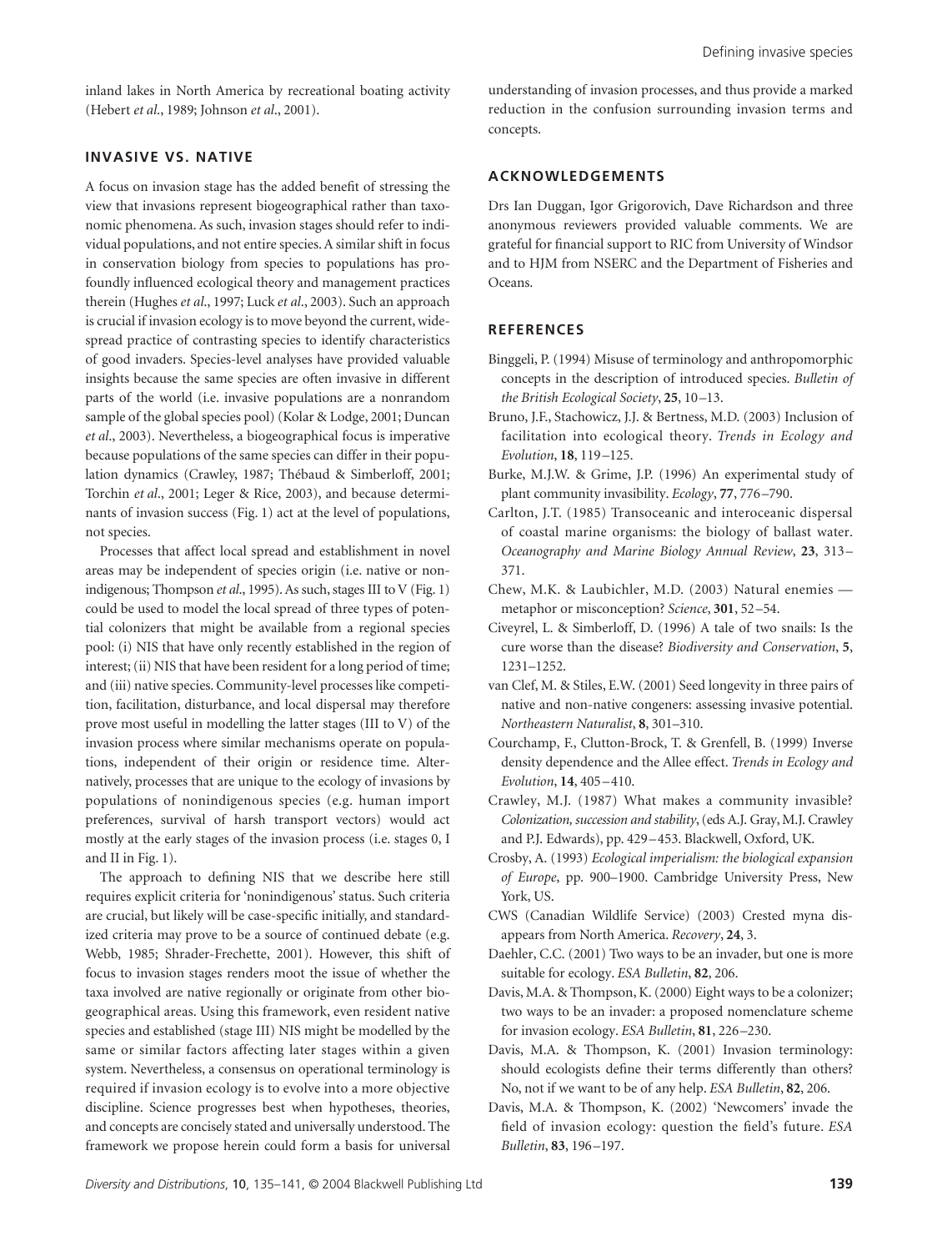inland lakes in North America by recreational boating activity (Hebert *et al*., 1989; Johnson *et al*., 2001).

## INVASIVE VS. NATIVE

A focus on invasion stage has the added benefit of stressing the view that invasions represent biogeographical rather than taxonomic phenomena. As such, invasion stages should refer to individual populations, and not entire species. A similar shift in focus in conservation biology from species to populations has profoundly influenced ecological theory and management practices therein (Hughes *et al*., 1997; Luck *et al*., 2003). Such an approach is crucial if invasion ecology is to move beyond the current, widespread practice of contrasting species to identify characteristics of good invaders. Species-level analyses have provided valuable insights because the same species are often invasive in different parts of the world (i.e. invasive populations are a nonrandom sample of the global species pool) (Kolar & Lodge, 2001; Duncan *et al*., 2003). Nevertheless, a biogeographical focus is imperative because populations of the same species can differ in their population dynamics (Crawley, 1987; Thébaud & Simberloff, 2001; Torchin *et al*., 2001; Leger & Rice, 2003), and because determinants of invasion success (Fig. 1) act at the level of populations, not species.

Processes that affect local spread and establishment in novel areas may be independent of species origin (i.e. native or nonindigenous; Thompson *et al*., 1995). As such, stages III to V (Fig. 1) could be used to model the local spread of three types of potential colonizers that might be available from a regional species pool: (i) NIS that have only recently established in the region of interest; (ii) NIS that have been resident for a long period of time; and (iii) native species. Community-level processes like competition, facilitation, disturbance, and local dispersal may therefore prove most useful in modelling the latter stages (III to V) of the invasion process where similar mechanisms operate on populations, independent of their origin or residence time. Alternatively, processes that are unique to the ecology of invasions by populations of nonindigenous species (e.g. human import preferences, survival of harsh transport vectors) would act mostly at the early stages of the invasion process (i.e. stages 0, I and II in Fig. 1).

The approach to defining NIS that we describe here still requires explicit criteria for 'nonindigenous' status. Such criteria are crucial, but likely will be case-specific initially, and standardized criteria may prove to be a source of continued debate (e.g. Webb, 1985; Shrader-Frechette, 2001). However, this shift of focus to invasion stages renders moot the issue of whether the taxa involved are native regionally or originate from other biogeographical areas. Using this framework, even resident native species and established (stage III) NIS might be modelled by the same or similar factors affecting later stages within a given system. Nevertheless, a consensus on operational terminology is required if invasion ecology is to evolve into a more objective discipline. Science progresses best when hypotheses, theories, and concepts are concisely stated and universally understood. The framework we propose herein could form a basis for universal understanding of invasion processes, and thus provide a marked reduction in the confusion surrounding invasion terms and concepts.

## ACKNOWLEDGEMENTS

Drs Ian Duggan, Igor Grigorovich, Dave Richardson and three anonymous reviewers provided valuable comments. We are grateful for financial support to RIC from University of Windsor and to HJM from NSERC and the Department of Fisheries and Oceans.

## REFERENCES

Binggeli, P. (1994) Misuse of terminology and anthropomorphic concepts in the description of introduced species. *Bulletin of the British Ecological Society*, **25**, 10–13.

Bruno, J.F., Stachowicz, J.J. & Bertness, M.D. (2003) Inclusion of facilitation into ecological theory. *Trends in Ecology and Evolution*, **18**, 119–125.

Burke, M.J.W. & Grime, J.P. (1996) An experimental study of plant community invasibility. *Ecology*, **77**, 776–790.

Carlton, J.T. (1985) Transoceanic and interoceanic dispersal of coastal marine organisms: the biology of ballast water. *Oceanography and Marine Biology Annual Review*, **23**, 313–371.

Chew, M.K. & Laubichler, M.D. (2003) Natural enemies — metaphor or misconception? *Science*, **301**, 52–54.

Civeyrel, L. & Simberloff, D. (1996) A tale of two snails: Is the cure worse than the disease? *Biodiversity and Conservation*, **5**, 1231–1252.

van Clef, M. & Stiles, E.W. (2001) Seed longevity in three pairs of native and non-native congeners: assessing invasive potential. *Northeastern Naturalist*, **8**, 301–310.

Courchamp, F., Clutton-Brock, T. & Grenfell, B. (1999) Inverse density dependence and the Allee effect. *Trends in Ecology and Evolution*, **14**, 405–410.

Crawley, M.J. (1987) What makes a community invasible? *Colonization, succession and stability*, (eds A.J. Gray, M.J. Crawley and P.J. Edwards), pp. 429–453. Blackwell, Oxford, UK.

Crosby, A. (1993) *Ecological imperialism: the biological expansion of Europe*, pp. 900–1900. Cambridge University Press, New York, US.

CWS (Canadian Wildlife Service) (2003) Crested myna disappears from North America. *Recovery*, **24**, 3.

Daehler, C.C. (2001) Two ways to be an invader, but one is more suitable for ecology. *ESA Bulletin*, **82**, 206.

Davis, M.A. & Thompson, K. (2000) Eight ways to be a colonizer; two ways to be an invader: a proposed nomenclature scheme for invasion ecology. *ESA Bulletin*, **81**, 226–230.

Davis, M.A. & Thompson, K. (2001) Invasion terminology: should ecologists define their terms differently than others? No, not if we want to be of any help. *ESA Bulletin*, **82**, 206.

Davis, M.A. & Thompson, K. (2002) 'Newcomers' invade the field of invasion ecology: question the field's future. *ESA Bulletin*, **83**, 196–197.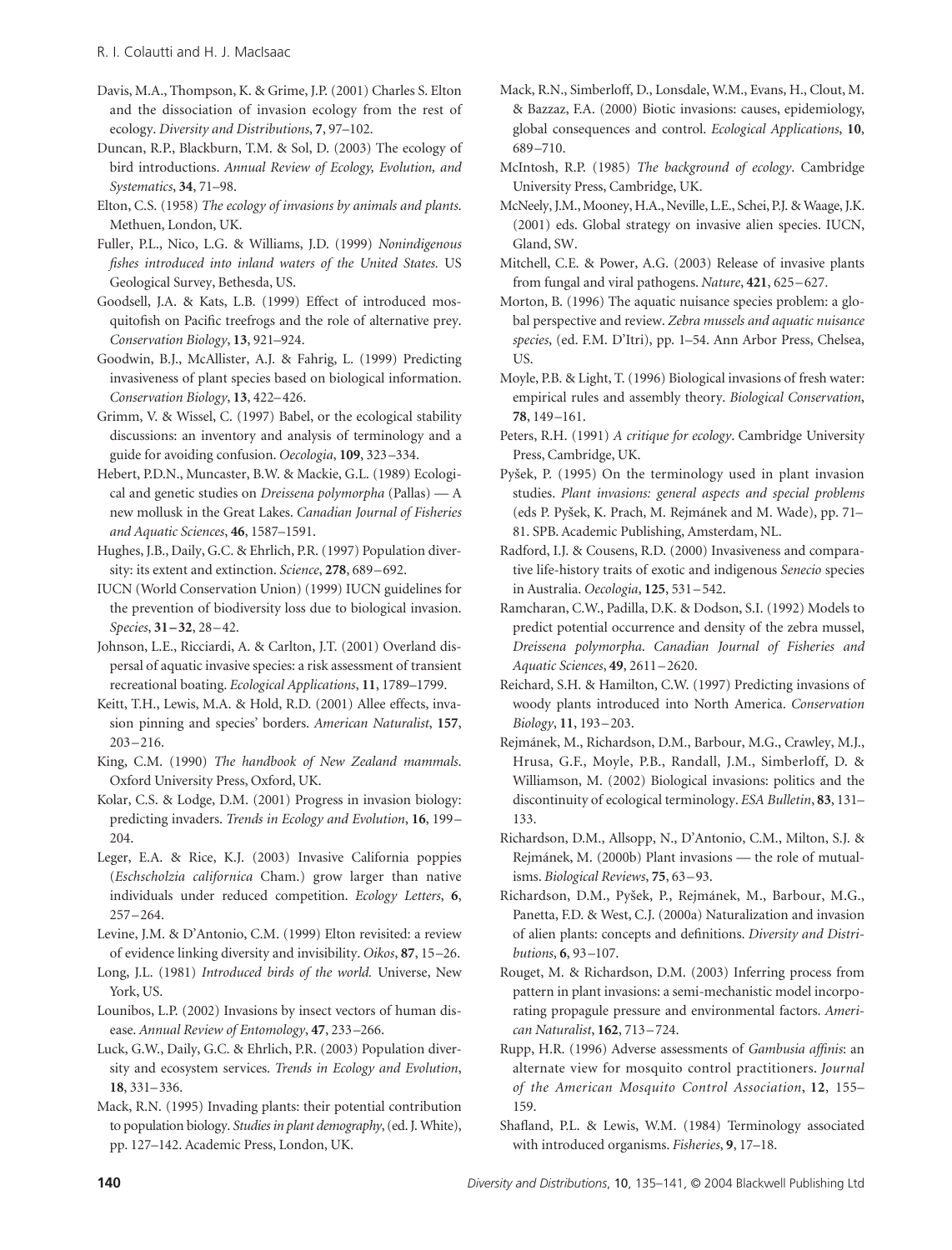Davis, M.A., Thompson, K. & Grime, J.P. (2001) Charles S. Elton and the dissociation of invasion ecology from the rest of ecology. *Diversity and Distributions*, **7**, 97–102.

Duncan, R.P., Blackburn, T.M. & Sol, D. (2003) The ecology of bird introductions. *Annual Review of Ecology, Evolution, and Systematics*, **34**, 71–98.

Elton, C.S. (1958) *The ecology of invasions by animals and plants.* Methuen, London, UK.

Fuller, P.L., Nico, L.G. & Williams, J.D. (1999) *Nonindigenous fishes introduced into inland waters of the United States.* US Geological Survey, Bethesda, US.

Goodsell, J.A. & Kats, L.B. (1999) Effect of introduced mosquitofish on Pacific treefrogs and the role of alternative prey. *Conservation Biology*, **13**, 921–924.

Goodwin, B.J., McAllister, A.J. & Fahrig, L. (1999) Predicting invasiveness of plant species based on biological information. *Conservation Biology*, **13**, 422–426.

Grimm, V. & Wissel, C. (1997) Babel, or the ecological stability discussions: an inventory and analysis of terminology and a guide for avoiding confusion. *Oecologia*, **109**, 323–334.

Hebert, P.D.N., Muncaster, B.W. & Mackie, G.L. (1989) Ecological and genetic studies on *Dreissena polymorpha* (Pallas) — A new mollusk in the Great Lakes. *Canadian Journal of Fisheries and Aquatic Sciences*, **46**, 1587–1591.

Hughes, J.B., Daily, G.C. & Ehrlich, P.R. (1997) Population diversity: its extent and extinction. *Science*, **278**, 689–692.

IUCN (World Conservation Union) (1999) IUCN guidelines for the prevention of biodiversity loss due to biological invasion. *Species*, **31–32**, 28–42.

Johnson, L.E., Ricciardi, A. & Carlton, J.T. (2001) Overland dispersal of aquatic invasive species: a risk assessment of transient recreational boating. *Ecological Applications*, **11**, 1789–1799.

Keitt, T.H., Lewis, M.A. & Hold, R.D. (2001) Allee effects, invasion pinning and species' borders. *American Naturalist*, **157**, 203–216.

King, C.M. (1990) *The handbook of New Zealand mammals.* Oxford University Press, Oxford, UK.

Kolar, C.S. & Lodge, D.M. (2001) Progress in invasion biology: predicting invaders. *Trends in Ecology and Evolution*, **16**, 199–204.

Leger, E.A. & Rice, K.J. (2003) Invasive California poppies (*Eschscholzia californica* Cham.) grow larger than native individuals under reduced competition. *Ecology Letters*, **6**, 257–264.

Levine, J.M. & D'Antonio, C.M. (1999) Elton revisited: a review of evidence linking diversity and invisibility. *Oikos*, **87**, 15–26.

Long, J.L. (1981) *Introduced birds of the world.* Universe, New York, US.

Lounibos, L.P. (2002) Invasions by insect vectors of human disease. *Annual Review of Entomology*, **47**, 233–266.

Luck, G.W., Daily, G.C. & Ehrlich, P.R. (2003) Population diversity and ecosystem services. *Trends in Ecology and Evolution*, **18**, 331–336.

Mack, R.N. (1995) Invading plants: their potential contribution to population biology. *Studies in plant demography*, (ed. J. White), pp. 127–142. Academic Press, London, UK.

Mack, R.N., Simberloff, D., Lonsdale, W.M., Evans, H., Clout, M. & Bazzaz, F.A. (2000) Biotic invasions: causes, epidemiology, global consequences and control. *Ecological Applications*, **10**, 689–710.

McIntosh, R.P. (1985) *The background of ecology*. Cambridge University Press, Cambridge, UK.

McNeely, J.M., Mooney, H.A., Neville, L.E., Schei, P.J. & Waage, J.K. (2001) eds. Global strategy on invasive alien species. IUCN, Gland, SW.

Mitchell, C.E. & Power, A.G. (2003) Release of invasive plants from fungal and viral pathogens. *Nature*, **421**, 625–627.

Morton, B. (1996) The aquatic nuisance species problem: a global perspective and review. *Zebra mussels and aquatic nuisance species*, (ed. F.M. D'Itri), pp. 1–54. Ann Arbor Press, Chelsea, US.

Moyle, P.B. & Light, T. (1996) Biological invasions of fresh water: empirical rules and assembly theory. *Biological Conservation*, **78**, 149–161.

Peters, R.H. (1991) *A critique for ecology*. Cambridge University Press, Cambridge, UK.

Pyšek, P. (1995) On the terminology used in plant invasion studies. *Plant invasions: general aspects and special problems* (eds P. Pyšek, K. Prach, M. Rejmánek and M. Wade), pp. 71–81. SPB. Academic Publishing, Amsterdam, NL.

Radford, I.J. & Cousens, R.D. (2000) Invasiveness and comparative life-history traits of exotic and indigenous *Senecio* species in Australia. *Oecologia*, **125**, 531–542.

Ramcharan, C.W., Padilla, D.K. & Dodson, S.I. (1992) Models to predict potential occurrence and density of the zebra mussel, *Dreissena polymorpha*. *Canadian Journal of Fisheries and Aquatic Sciences*, **49**, 2611–2620.

Reichard, S.H. & Hamilton, C.W. (1997) Predicting invasions of woody plants introduced into North America. *Conservation Biology*, **11**, 193–203.

Rejmánek, M., Richardson, D.M., Barbour, M.G., Crawley, M.J., Hrusa, G.F., Moyle, P.B., Randall, J.M., Simberloff, D. & Williamson, M. (2002) Biological invasions: politics and the discontinuity of ecological terminology. *ESA Bulletin*, **83**, 131–133.

Richardson, D.M., Allsopp, N., D'Antonio, C.M., Milton, S.J. & Rejmánek, M. (2000b) Plant invasions — the role of mutualisms. *Biological Reviews*, **75**, 63–93.

Richardson, D.M., Pyšek, P., Rejmánek, M., Barbour, M.G., Panetta, F.D. & West, C.J. (2000a) Naturalization and invasion of alien plants: concepts and definitions. *Diversity and Distributions*, **6**, 93–107.

Rouget, M. & Richardson, D.M. (2003) Inferring process from pattern in plant invasions: a semi-mechanistic model incorporating propagule pressure and environmental factors. *American Naturalist*, **162**, 713–724.

Rupp, H.R. (1996) Adverse assessments of *Gambusia affinis*: an alternate view for mosquito control practitioners. *Journal of the American Mosquito Control Association*, **12**, 155–159.

Shafland, P.L. & Lewis, W.M. (1984) Terminology associated with introduced organisms. *Fisheries*, **9**, 17–18.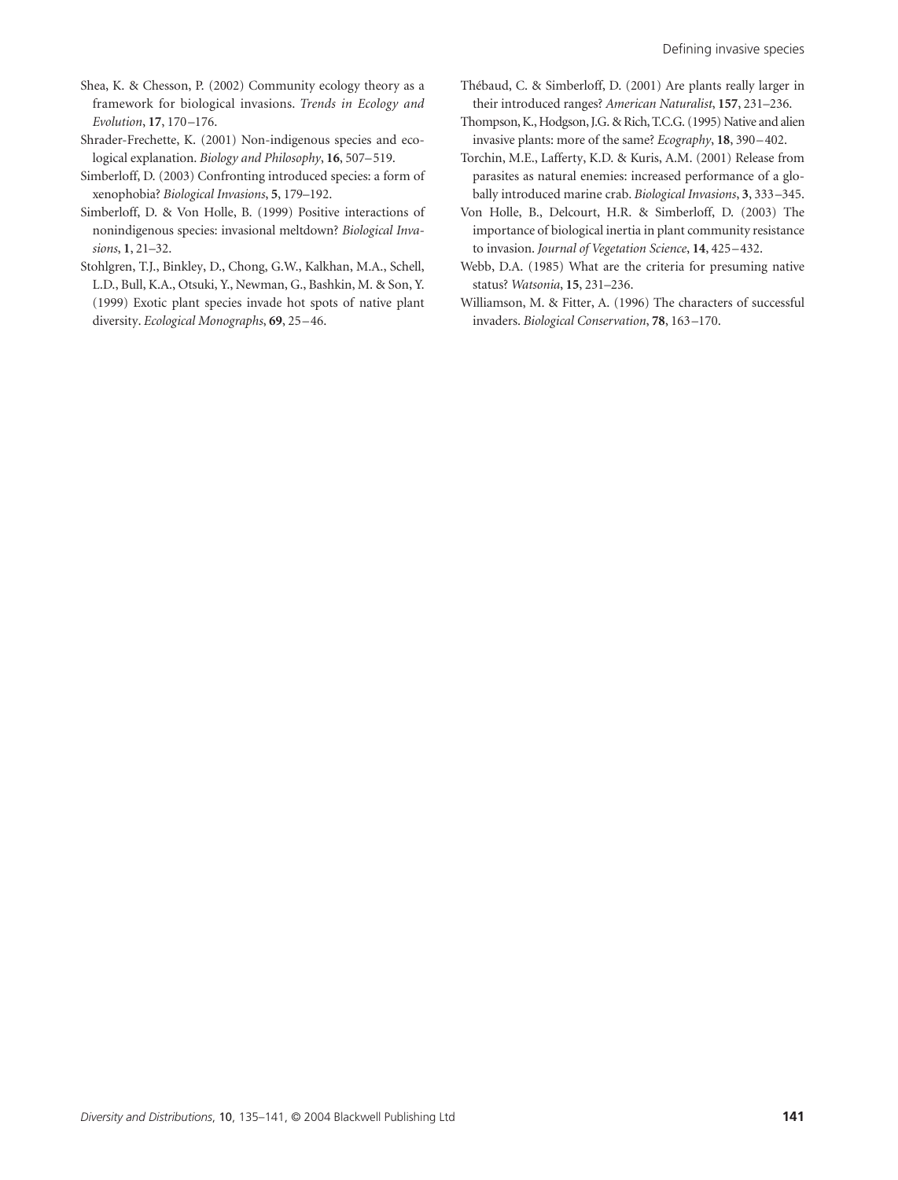Shea, K. & Chesson, P. (2002) Community ecology theory as a framework for biological invasions. *Trends in Ecology and Evolution*, **17**, 170–176.

Shrader-Frechette, K. (2001) Non-indigenous species and ecological explanation. *Biology and Philosophy*, **16**, 507–519.

Simberloff, D. (2003) Confronting introduced species: a form of xenophobia? *Biological Invasions*, **5**, 179–192.

Simberloff, D. & Von Holle, B. (1999) Positive interactions of nonindigenous species: invasional meltdown? *Biological Invasions*, **1**, 21–32.

Stohlgren, T.J., Binkley, D., Chong, G.W., Kalkhan, M.A., Schell, L.D., Bull, K.A., Otsuki, Y., Newman, G., Bashkin, M. & Son, Y. (1999) Exotic plant species invade hot spots of native plant diversity. *Ecological Monographs*, **69**, 25–46.

Thébaud, C. & Simberloff, D. (2001) Are plants really larger in their introduced ranges? *American Naturalist*, **157**, 231–236.

Thompson, K., Hodgson, J.G. & Rich, T.C.G. (1995) Native and alien invasive plants: more of the same? *Ecography*, **18**, 390–402.

Torchin, M.E., Lafferty, K.D. & Kuris, A.M. (2001) Release from parasites as natural enemies: increased performance of a globally introduced marine crab. *Biological Invasions*, **3**, 333–345.

Von Holle, B., Delcourt, H.R. & Simberloff, D. (2003) The importance of biological inertia in plant community resistance to invasion. *Journal of Vegetation Science*, **14**, 425–432.

Webb, D.A. (1985) What are the criteria for presuming native status? *Watsonia*, **15**, 231–236.

Williamson, M. & Fitter, A. (1996) The characters of successful invaders. *Biological Conservation*, **78**, 163–170.